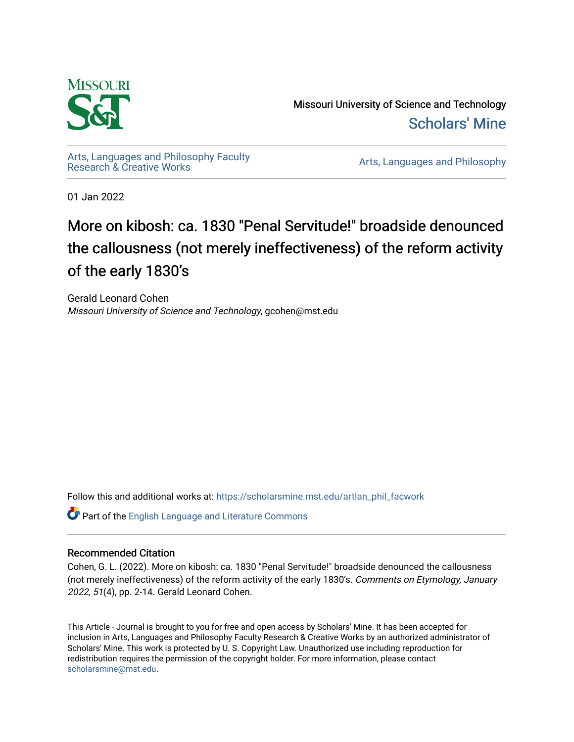Missouri University of Science and Technology

Scholars' Mine

Arts, Languages and Philosophy Faculty Research & Creative Works

Arts, Languages and Philosophy

01 Jan 2022

# More on kibosh: ca. 1830 "Penal Servitude!" broadside denounced the callousness (not merely ineffectiveness) of the reform activity of the early 1830's

Gerald Leonard Cohen

*Missouri University of Science and Technology*, gcohen@mst.edu

Follow this and additional works at: https://scholarsmine.mst.edu/artlan_phil_facwork

Part of the English Language and Literature Commons

## Recommended Citation

Cohen, G. L. (2022). More on kibosh: ca. 1830 "Penal Servitude!" broadside denounced the callousness (not merely ineffectiveness) of the reform activity of the early 1830's. *Comments on Etymology, January 2022, 51*(4), pp. 2-14. Gerald Leonard Cohen.

This Article - Journal is brought to you for free and open access by Scholars' Mine. It has been accepted for inclusion in Arts, Languages and Philosophy Faculty Research & Creative Works by an authorized administrator of Scholars' Mine. This work is protected by U. S. Copyright Law. Unauthorized use including reproduction for redistribution requires the permission of the copyright holder. For more information, please contact scholarsmine@mst.edu.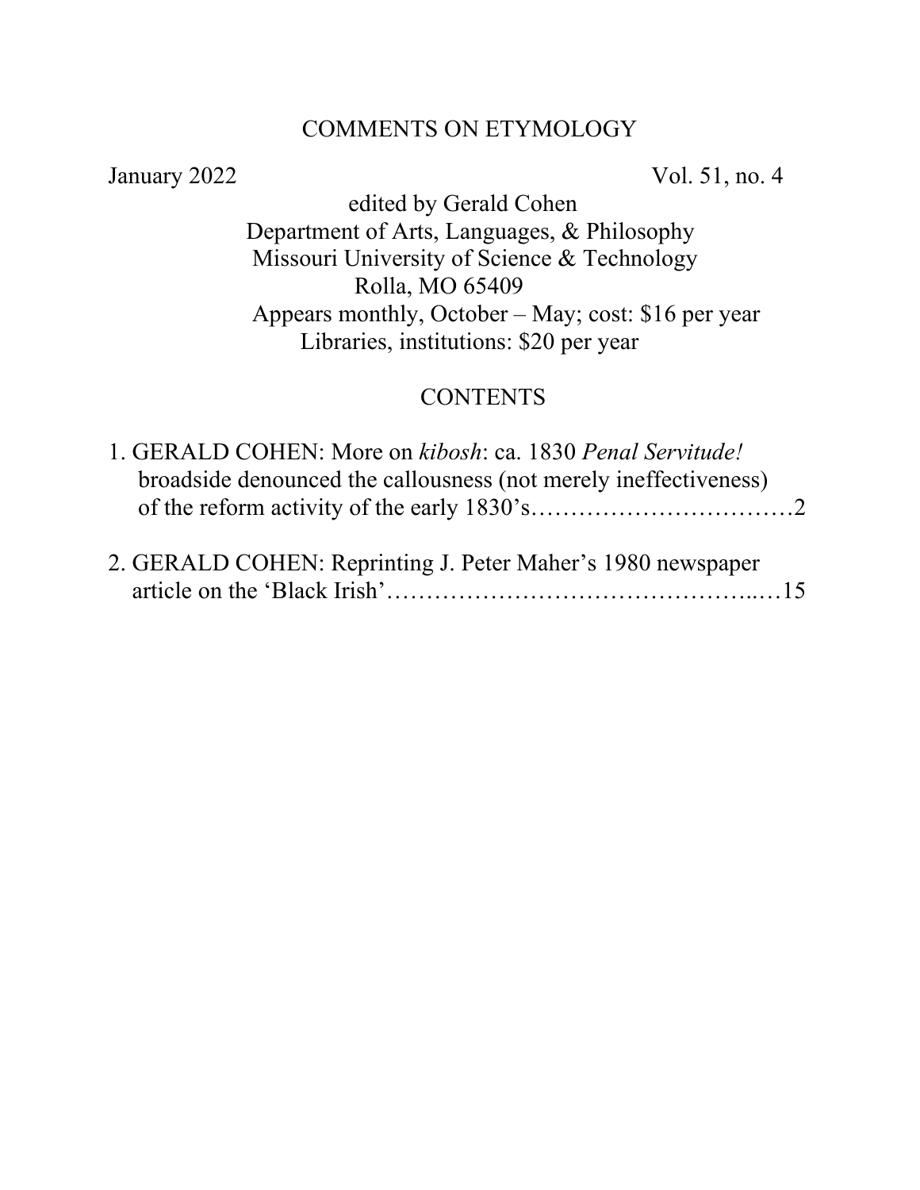# COMMENTS ON ETYMOLOGY

January 2022 Vol. 51, no. 4

edited by Gerald Cohen
Department of Arts, Languages, & Philosophy
Missouri University of Science & Technology
Rolla, MO 65409
Appears monthly, October – May; cost: $16 per year
Libraries, institutions: $20 per year

## CONTENTS

1. GERALD COHEN: More on *kibosh*: ca. 1830 *Penal Servitude!* broadside denounced the callousness (not merely ineffectiveness) of the reform activity of the early 1830's……………………………2

2. GERALD COHEN: Reprinting J. Peter Maher's 1980 newspaper article on the 'Black Irish'……………………………………..…15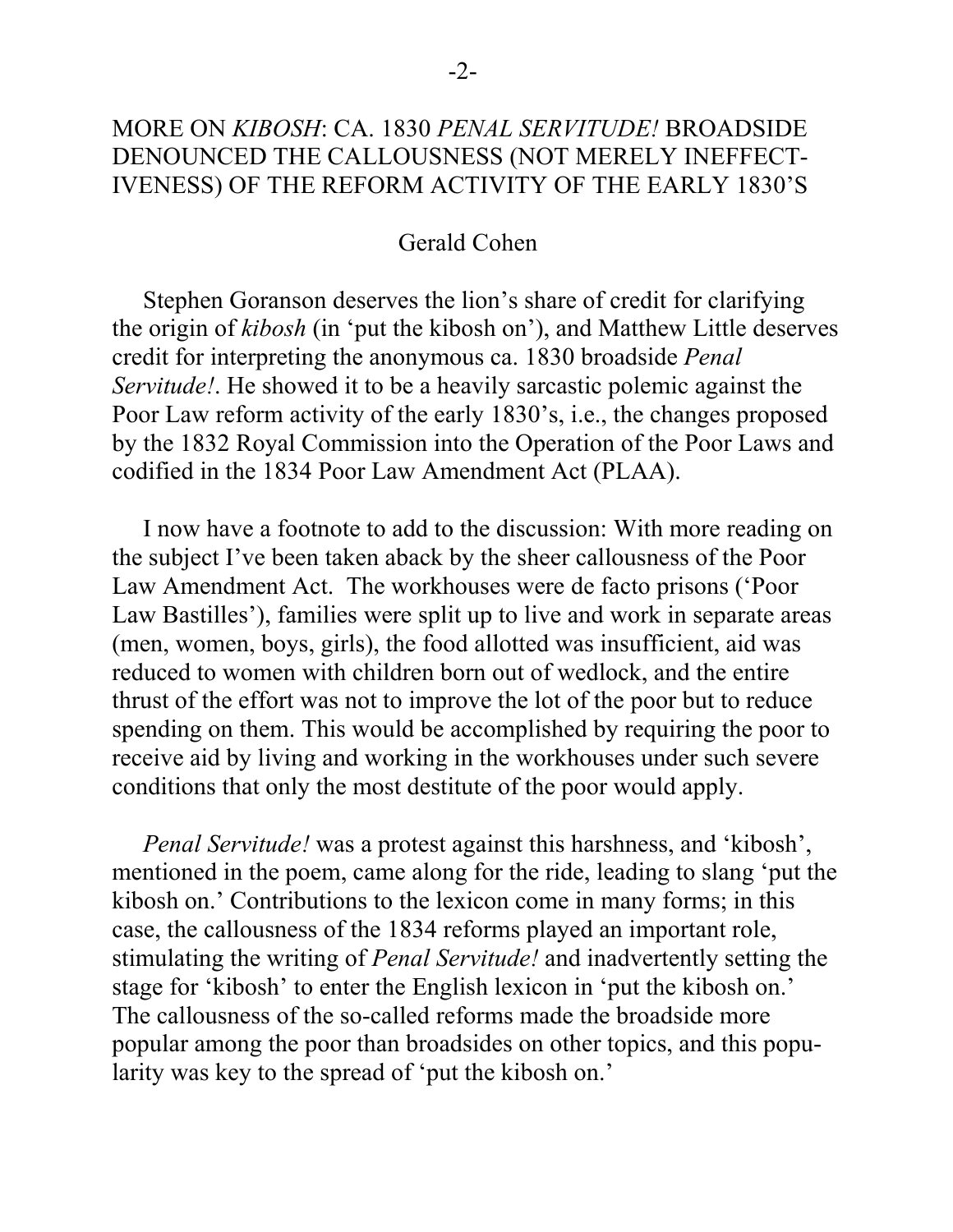# MORE ON *KIBOSH*: CA. 1830 *PENAL SERVITUDE!* BROADSIDE DENOUNCED THE CALLOUSNESS (NOT MERELY INEFFECTIVENESS) OF THE REFORM ACTIVITY OF THE EARLY 1830'S

Gerald Cohen

Stephen Goranson deserves the lion's share of credit for clarifying the origin of *kibosh* (in 'put the kibosh on'), and Matthew Little deserves credit for interpreting the anonymous ca. 1830 broadside *Penal Servitude!*. He showed it to be a heavily sarcastic polemic against the Poor Law reform activity of the early 1830's, i.e., the changes proposed by the 1832 Royal Commission into the Operation of the Poor Laws and codified in the 1834 Poor Law Amendment Act (PLAA).

I now have a footnote to add to the discussion: With more reading on the subject I've been taken aback by the sheer callousness of the Poor Law Amendment Act. The workhouses were de facto prisons ('Poor Law Bastilles'), families were split up to live and work in separate areas (men, women, boys, girls), the food allotted was insufficient, aid was reduced to women with children born out of wedlock, and the entire thrust of the effort was not to improve the lot of the poor but to reduce spending on them. This would be accomplished by requiring the poor to receive aid by living and working in the workhouses under such severe conditions that only the most destitute of the poor would apply.

*Penal Servitude!* was a protest against this harshness, and 'kibosh', mentioned in the poem, came along for the ride, leading to slang 'put the kibosh on.' Contributions to the lexicon come in many forms; in this case, the callousness of the 1834 reforms played an important role, stimulating the writing of *Penal Servitude!* and inadvertently setting the stage for 'kibosh' to enter the English lexicon in 'put the kibosh on.' The callousness of the so-called reforms made the broadside more popular among the poor than broadsides on other topics, and this popularity was key to the spread of 'put the kibosh on.'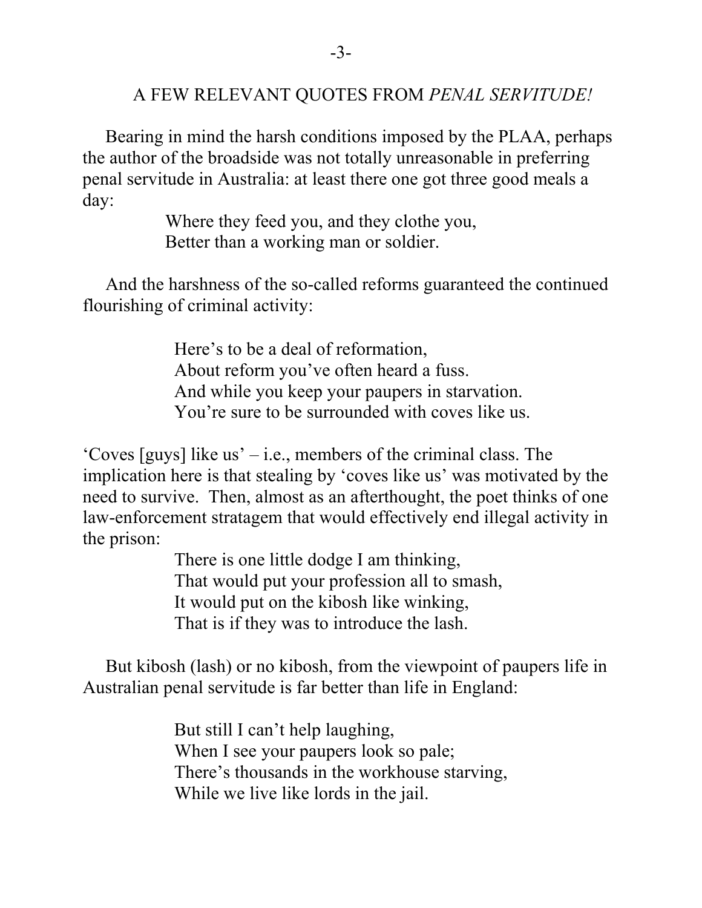## A FEW RELEVANT QUOTES FROM *PENAL SERVITUDE!*

Bearing in mind the harsh conditions imposed by the PLAA, perhaps the author of the broadside was not totally unreasonable in preferring penal servitude in Australia: at least there one got three good meals a day:

> Where they feed you, and they clothe you,
> Better than a working man or soldier.

And the harshness of the so-called reforms guaranteed the continued flourishing of criminal activity:

> Here's to be a deal of reformation,
> About reform you've often heard a fuss.
> And while you keep your paupers in starvation.
> You're sure to be surrounded with coves like us.

'Coves [guys] like us' – i.e., members of the criminal class. The implication here is that stealing by 'coves like us' was motivated by the need to survive. Then, almost as an afterthought, the poet thinks of one law-enforcement stratagem that would effectively end illegal activity in the prison:

> There is one little dodge I am thinking,
> That would put your profession all to smash,
> It would put on the kibosh like winking,
> That is if they was to introduce the lash.

But kibosh (lash) or no kibosh, from the viewpoint of paupers life in Australian penal servitude is far better than life in England:

> But still I can't help laughing,
> When I see your paupers look so pale;
> There's thousands in the workhouse starving,
> While we live like lords in the jail.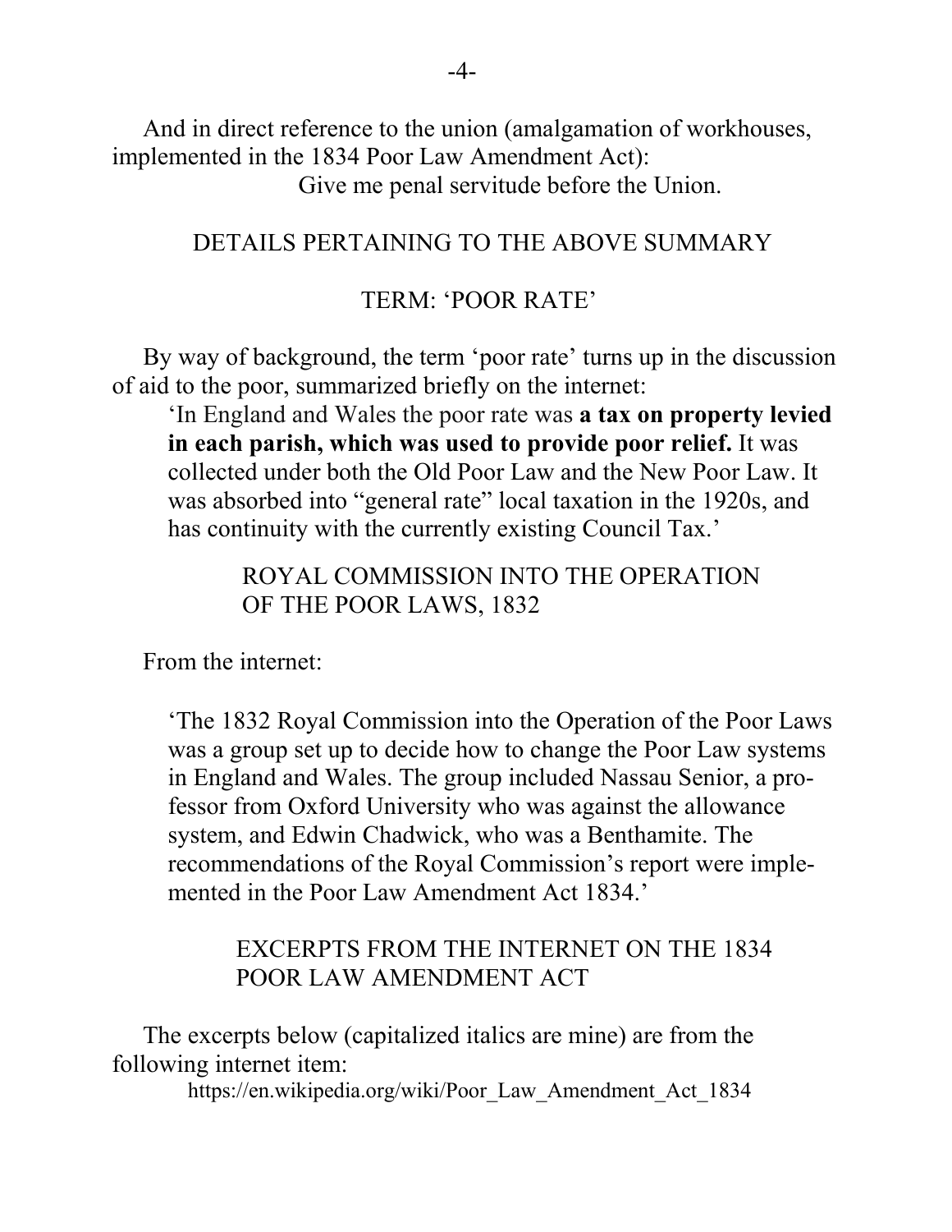And in direct reference to the union (amalgamation of workhouses, implemented in the 1834 Poor Law Amendment Act):

Give me penal servitude before the Union.

## DETAILS PERTAINING TO THE ABOVE SUMMARY

### TERM: 'POOR RATE'

By way of background, the term 'poor rate' turns up in the discussion of aid to the poor, summarized briefly on the internet:

> 'In England and Wales the poor rate was **a tax on property levied in each parish, which was used to provide poor relief.** It was collected under both the Old Poor Law and the New Poor Law. It was absorbed into "general rate" local taxation in the 1920s, and has continuity with the currently existing Council Tax.'

### ROYAL COMMISSION INTO THE OPERATION OF THE POOR LAWS, 1832

From the internet:

> 'The 1832 Royal Commission into the Operation of the Poor Laws was a group set up to decide how to change the Poor Law systems in England and Wales. The group included Nassau Senior, a professor from Oxford University who was against the allowance system, and Edwin Chadwick, who was a Benthamite. The recommendations of the Royal Commission's report were implemented in the Poor Law Amendment Act 1834.'

### EXCERPTS FROM THE INTERNET ON THE 1834 POOR LAW AMENDMENT ACT

The excerpts below (capitalized italics are mine) are from the following internet item:

https://en.wikipedia.org/wiki/Poor_Law_Amendment_Act_1834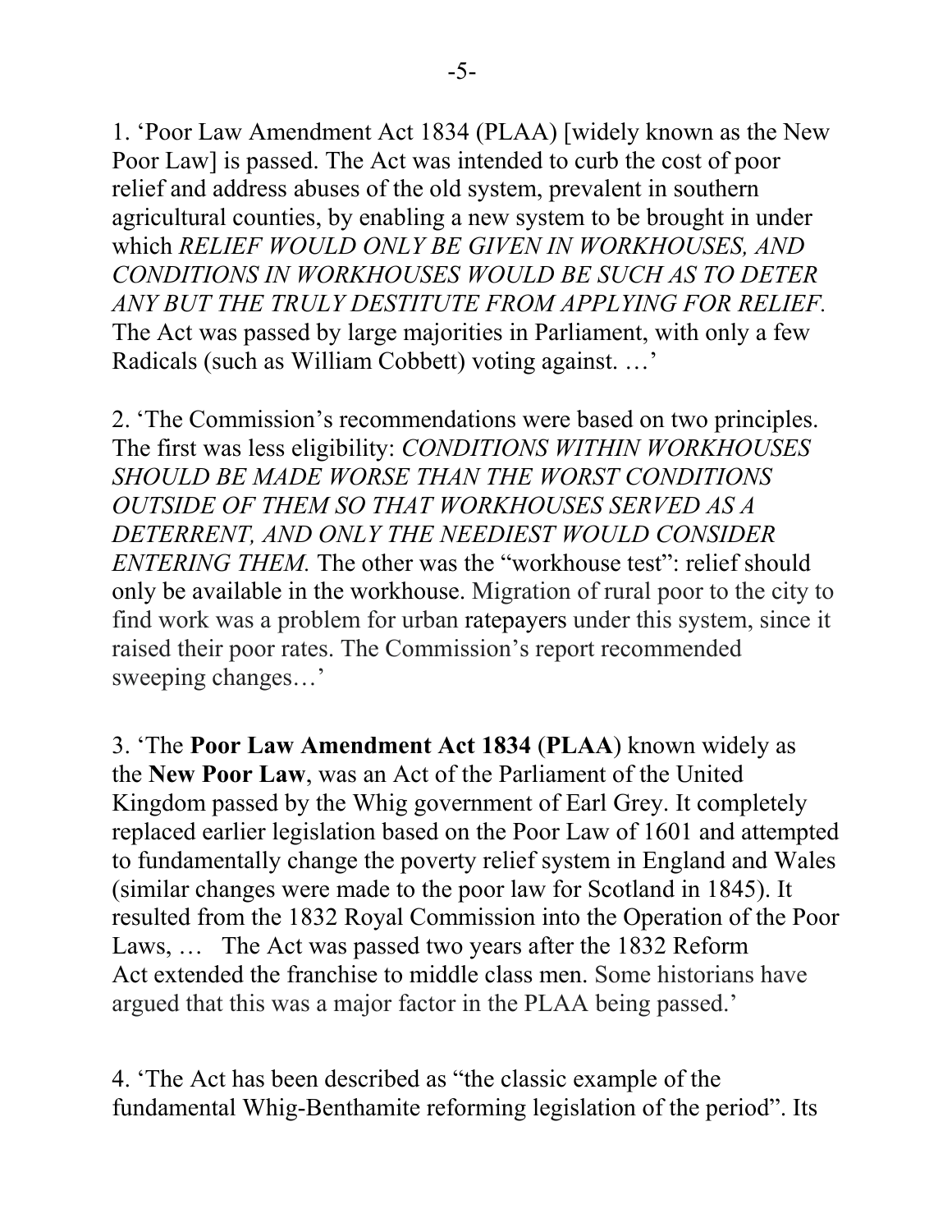1. 'Poor Law Amendment Act 1834 (PLAA) [widely known as the New Poor Law] is passed. The Act was intended to curb the cost of poor relief and address abuses of the old system, prevalent in southern agricultural counties, by enabling a new system to be brought in under which *RELIEF WOULD ONLY BE GIVEN IN WORKHOUSES, AND CONDITIONS IN WORKHOUSES WOULD BE SUCH AS TO DETER ANY BUT THE TRULY DESTITUTE FROM APPLYING FOR RELIEF.* The Act was passed by large majorities in Parliament, with only a few Radicals (such as William Cobbett) voting against. …'

2. 'The Commission's recommendations were based on two principles. The first was less eligibility: *CONDITIONS WITHIN WORKHOUSES SHOULD BE MADE WORSE THAN THE WORST CONDITIONS OUTSIDE OF THEM SO THAT WORKHOUSES SERVED AS A DETERRENT, AND ONLY THE NEEDIEST WOULD CONSIDER ENTERING THEM.* The other was the "workhouse test": relief should only be available in the workhouse. Migration of rural poor to the city to find work was a problem for urban ratepayers under this system, since it raised their poor rates. The Commission's report recommended sweeping changes…'

3. 'The **Poor Law Amendment Act 1834** (**PLAA**) known widely as the **New Poor Law**, was an Act of the Parliament of the United Kingdom passed by the Whig government of Earl Grey. It completely replaced earlier legislation based on the Poor Law of 1601 and attempted to fundamentally change the poverty relief system in England and Wales (similar changes were made to the poor law for Scotland in 1845). It resulted from the 1832 Royal Commission into the Operation of the Poor Laws, … The Act was passed two years after the 1832 Reform Act extended the franchise to middle class men. Some historians have argued that this was a major factor in the PLAA being passed.'

4. 'The Act has been described as "the classic example of the fundamental Whig-Benthamite reforming legislation of the period". Its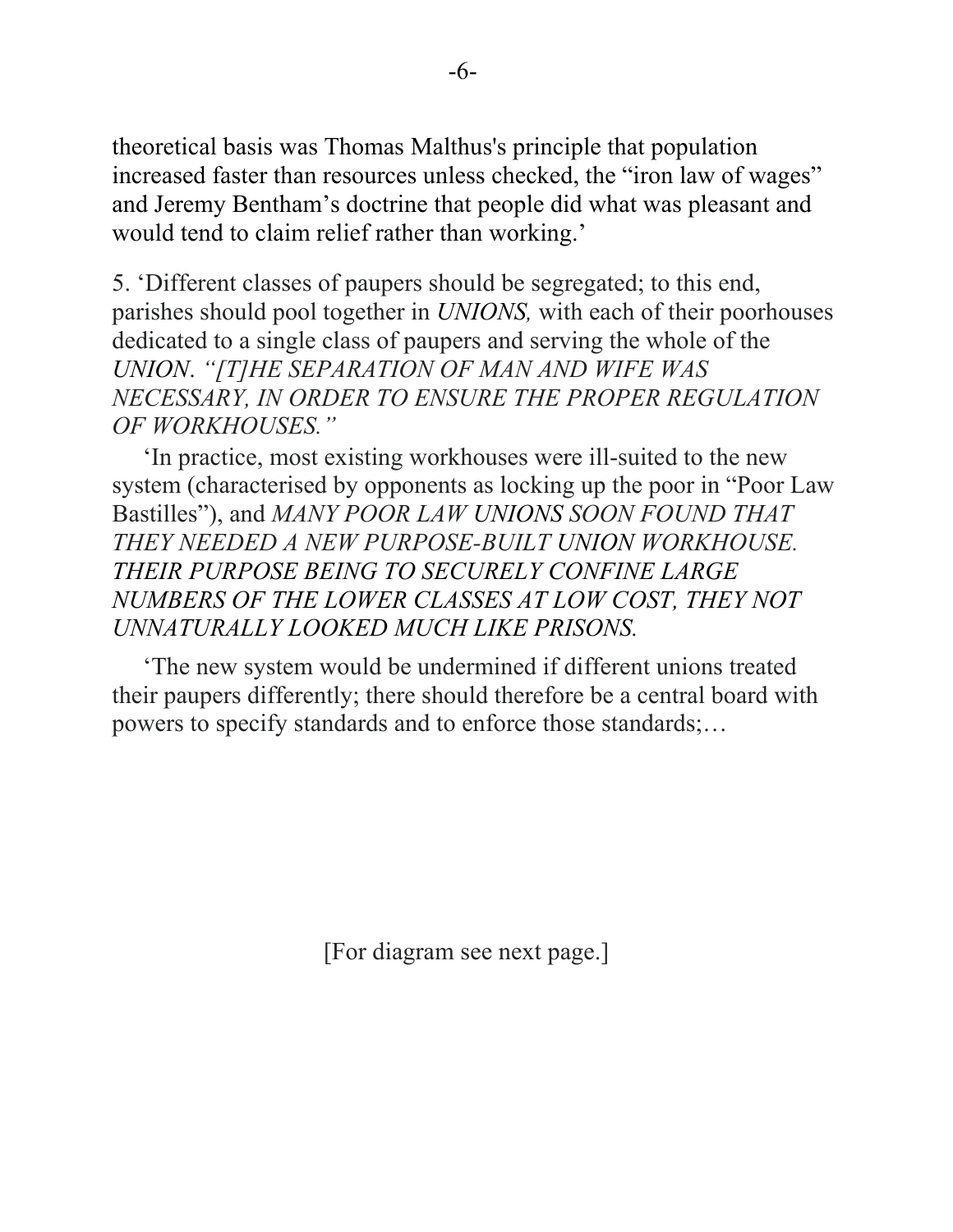theoretical basis was Thomas Malthus's principle that population increased faster than resources unless checked, the “iron law of wages” and Jeremy Bentham’s doctrine that people did what was pleasant and would tend to claim relief rather than working.’

5. ‘Different classes of paupers should be segregated; to this end, parishes should pool together in *UNIONS,* with each of their poorhouses dedicated to a single class of paupers and serving the whole of the *UNION*. *“[T]HE SEPARATION OF MAN AND WIFE WAS NECESSARY, IN ORDER TO ENSURE THE PROPER REGULATION OF WORKHOUSES.”*

‘In practice, most existing workhouses were ill-suited to the new system (characterised by opponents as locking up the poor in “Poor Law Bastilles”), and *MANY POOR LAW UNIONS SOON FOUND THAT THEY NEEDED A NEW PURPOSE-BUILT UNION WORKHOUSE. THEIR PURPOSE BEING TO SECURELY CONFINE LARGE NUMBERS OF THE LOWER CLASSES AT LOW COST, THEY NOT UNNATURALLY LOOKED MUCH LIKE PRISONS.*

‘The new system would be undermined if different unions treated their paupers differently; there should therefore be a central board with powers to specify standards and to enforce those standards;…

[For diagram see next page.]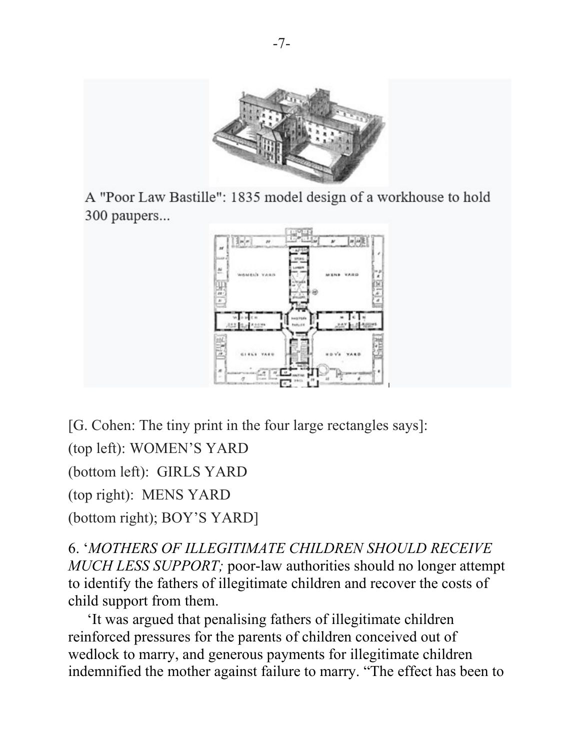A "Poor Law Bastille": 1835 model design of a workhouse to hold 300 paupers...

[G. Cohen: The tiny print in the four large rectangles says]:

(top left): WOMEN'S YARD

(bottom left): GIRLS YARD

(top right): MENS YARD

(bottom right); BOY'S YARD]

6. '*MOTHERS OF ILLEGITIMATE CHILDREN SHOULD RECEIVE MUCH LESS SUPPORT;* poor-law authorities should no longer attempt to identify the fathers of illegitimate children and recover the costs of child support from them.

'It was argued that penalising fathers of illegitimate children reinforced pressures for the parents of children conceived out of wedlock to marry, and generous payments for illegitimate children indemnified the mother against failure to marry. "The effect has been to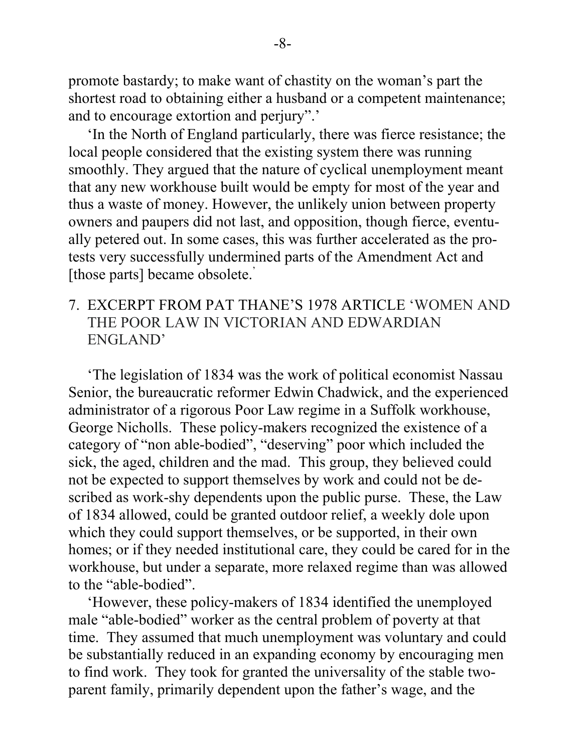promote bastardy; to make want of chastity on the woman's part the shortest road to obtaining either a husband or a competent maintenance; and to encourage extortion and perjury".'

'In the North of England particularly, there was fierce resistance; the local people considered that the existing system there was running smoothly. They argued that the nature of cyclical unemployment meant that any new workhouse built would be empty for most of the year and thus a waste of money. However, the unlikely union between property owners and paupers did not last, and opposition, though fierce, eventually petered out. In some cases, this was further accelerated as the protests very successfully undermined parts of the Amendment Act and [those parts] became obsolete.'

7. EXCERPT FROM PAT THANE'S 1978 ARTICLE 'WOMEN AND THE POOR LAW IN VICTORIAN AND EDWARDIAN ENGLAND'

'The legislation of 1834 was the work of political economist Nassau Senior, the bureaucratic reformer Edwin Chadwick, and the experienced administrator of a rigorous Poor Law regime in a Suffolk workhouse, George Nicholls. These policy-makers recognized the existence of a category of "non able-bodied", "deserving" poor which included the sick, the aged, children and the mad. This group, they believed could not be expected to support themselves by work and could not be described as work-shy dependents upon the public purse. These, the Law of 1834 allowed, could be granted outdoor relief, a weekly dole upon which they could support themselves, or be supported, in their own homes; or if they needed institutional care, they could be cared for in the workhouse, but under a separate, more relaxed regime than was allowed to the "able-bodied".

'However, these policy-makers of 1834 identified the unemployed male "able-bodied" worker as the central problem of poverty at that time. They assumed that much unemployment was voluntary and could be substantially reduced in an expanding economy by encouraging men to find work. They took for granted the universality of the stable two-parent family, primarily dependent upon the father's wage, and the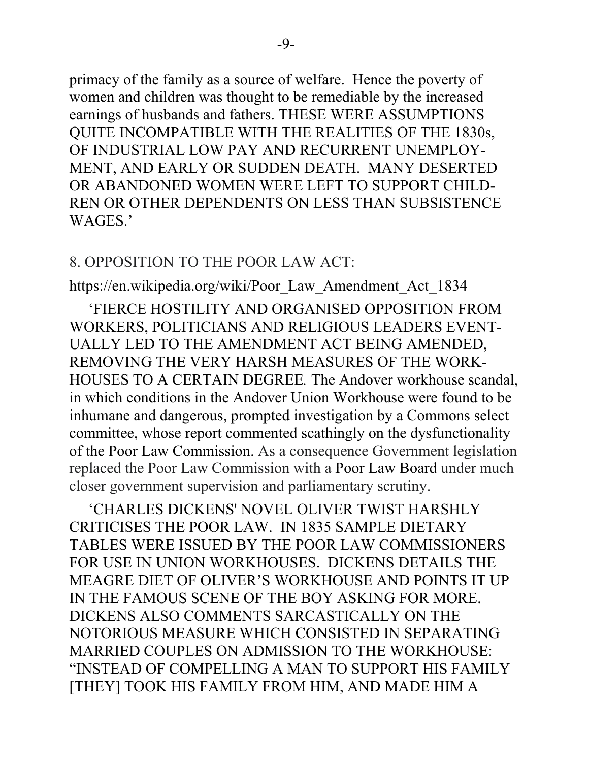primacy of the family as a source of welfare. Hence the poverty of women and children was thought to be remediable by the increased earnings of husbands and fathers. THESE WERE ASSUMPTIONS QUITE INCOMPATIBLE WITH THE REALITIES OF THE 1830s, OF INDUSTRIAL LOW PAY AND RECURRENT UNEMPLOYMENT, AND EARLY OR SUDDEN DEATH. MANY DESERTED OR ABANDONED WOMEN WERE LEFT TO SUPPORT CHILDREN OR OTHER DEPENDENTS ON LESS THAN SUBSISTENCE WAGES.'

8. OPPOSITION TO THE POOR LAW ACT:

https://en.wikipedia.org/wiki/Poor_Law_Amendment_Act_1834

'FIERCE HOSTILITY AND ORGANISED OPPOSITION FROM WORKERS, POLITICIANS AND RELIGIOUS LEADERS EVENTUALLY LED TO THE AMENDMENT ACT BEING AMENDED, REMOVING THE VERY HARSH MEASURES OF THE WORKHOUSES TO A CERTAIN DEGREE. The Andover workhouse scandal, in which conditions in the Andover Union Workhouse were found to be inhumane and dangerous, prompted investigation by a Commons select committee, whose report commented scathingly on the dysfunctionality of the Poor Law Commission. As a consequence Government legislation replaced the Poor Law Commission with a Poor Law Board under much closer government supervision and parliamentary scrutiny.

'CHARLES DICKENS' NOVEL OLIVER TWIST HARSHLY CRITICISES THE POOR LAW. IN 1835 SAMPLE DIETARY TABLES WERE ISSUED BY THE POOR LAW COMMISSIONERS FOR USE IN UNION WORKHOUSES. DICKENS DETAILS THE MEAGRE DIET OF OLIVER'S WORKHOUSE AND POINTS IT UP IN THE FAMOUS SCENE OF THE BOY ASKING FOR MORE. DICKENS ALSO COMMENTS SARCASTICALLY ON THE NOTORIOUS MEASURE WHICH CONSISTED IN SEPARATING MARRIED COUPLES ON ADMISSION TO THE WORKHOUSE: "INSTEAD OF COMPELLING A MAN TO SUPPORT HIS FAMILY [THEY] TOOK HIS FAMILY FROM HIM, AND MADE HIM A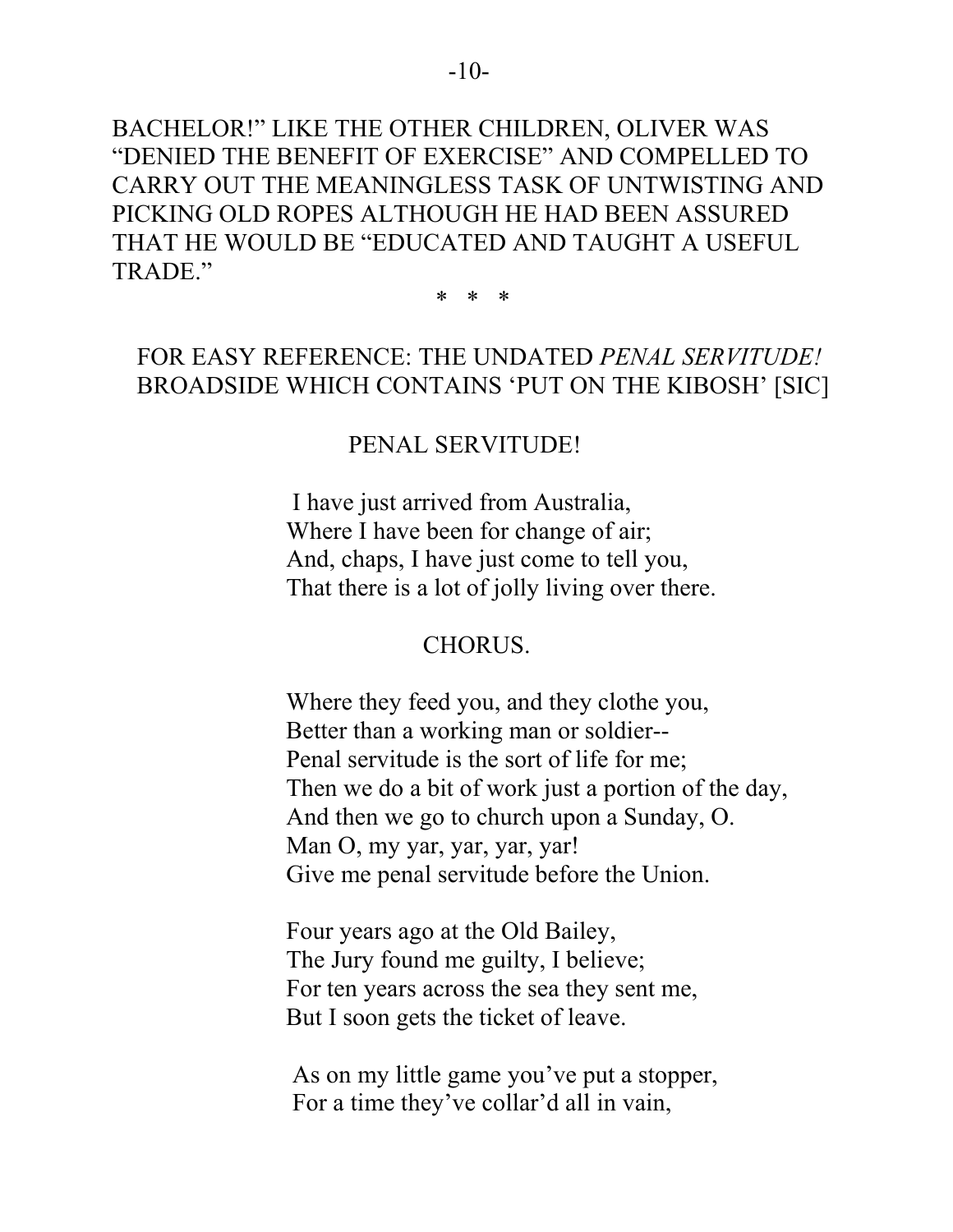BACHELOR!" LIKE THE OTHER CHILDREN, OLIVER WAS "DENIED THE BENEFIT OF EXERCISE" AND COMPELLED TO CARRY OUT THE MEANINGLESS TASK OF UNTWISTING AND PICKING OLD ROPES ALTHOUGH HE HAD BEEN ASSURED THAT HE WOULD BE "EDUCATED AND TAUGHT A USEFUL TRADE."

\* \* \*

FOR EASY REFERENCE: THE UNDATED *PENAL SERVITUDE!* BROADSIDE WHICH CONTAINS 'PUT ON THE KIBOSH' [SIC]

PENAL SERVITUDE!

I have just arrived from Australia,  
Where I have been for change of air;  
And, chaps, I have just come to tell you,  
That there is a lot of jolly living over there.

CHORUS.

Where they feed you, and they clothe you,  
Better than a working man or soldier--  
Penal servitude is the sort of life for me;  
Then we do a bit of work just a portion of the day,  
And then we go to church upon a Sunday, O.  
Man O, my yar, yar, yar, yar!  
Give me penal servitude before the Union.

Four years ago at the Old Bailey,  
The Jury found me guilty, I believe;  
For ten years across the sea they sent me,  
But I soon gets the ticket of leave.

As on my little game you've put a stopper,  
For a time they've collar'd all in vain,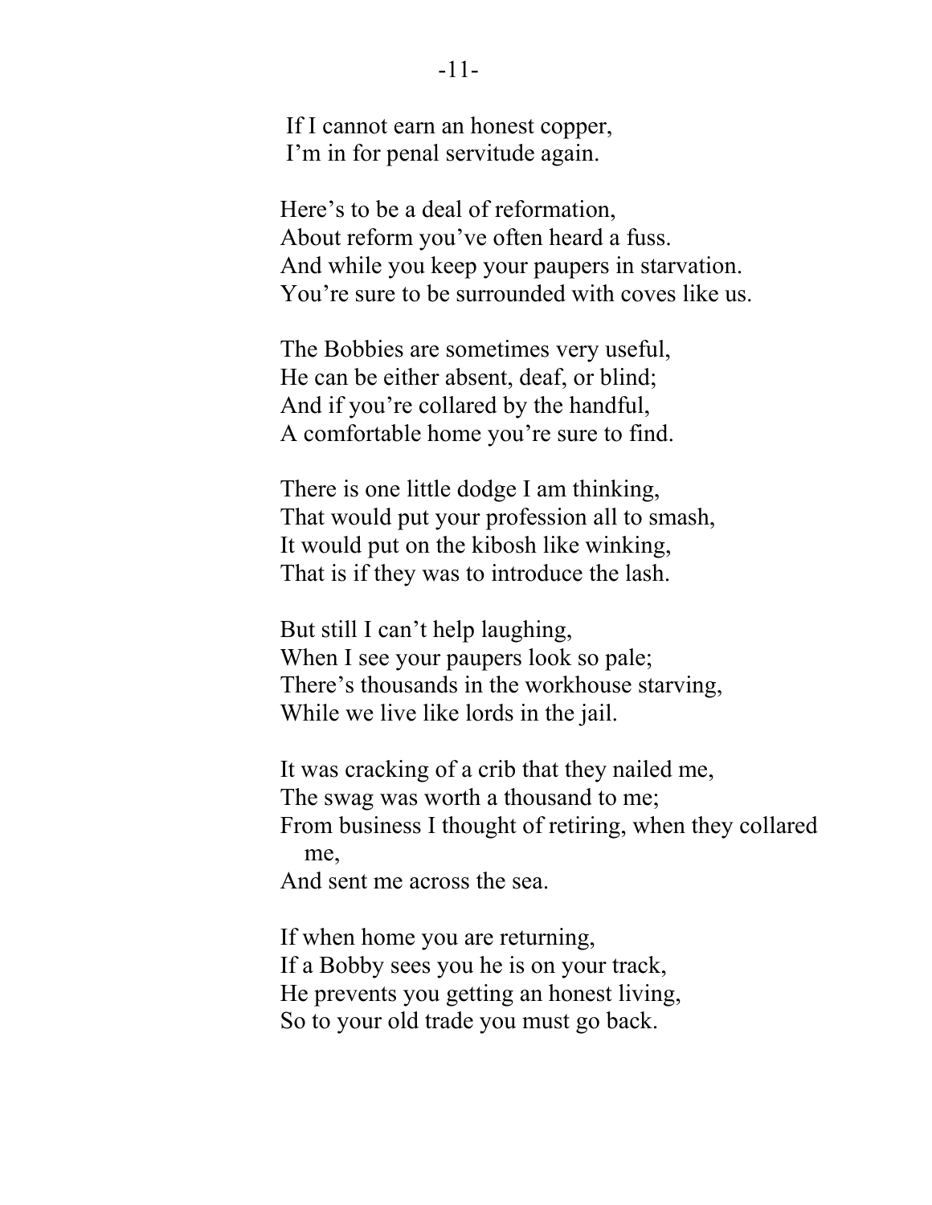If I cannot earn an honest copper,  
I'm in for penal servitude again.

Here's to be a deal of reformation,  
About reform you've often heard a fuss.  
And while you keep your paupers in starvation.  
You're sure to be surrounded with coves like us.

The Bobbies are sometimes very useful,  
He can be either absent, deaf, or blind;  
And if you're collared by the handful,  
A comfortable home you're sure to find.

There is one little dodge I am thinking,  
That would put your profession all to smash,  
It would put on the kibosh like winking,  
That is if they was to introduce the lash.

But still I can't help laughing,  
When I see your paupers look so pale;  
There's thousands in the workhouse starving,  
While we live like lords in the jail.

It was cracking of a crib that they nailed me,  
The swag was worth a thousand to me;  
From business I thought of retiring, when they collared me,  
And sent me across the sea.

If when home you are returning,  
If a Bobby sees you he is on your track,  
He prevents you getting an honest living,  
So to your old trade you must go back.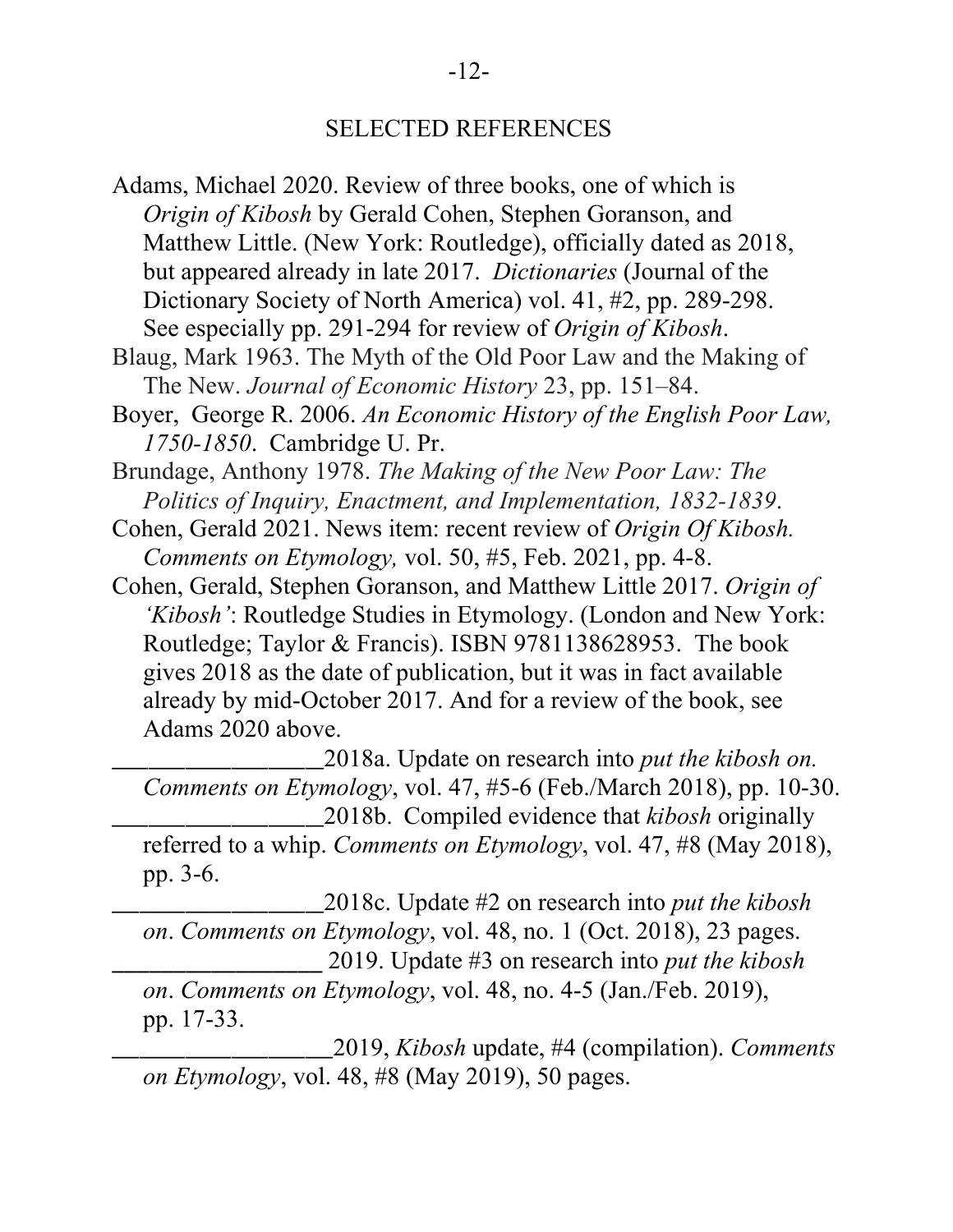## SELECTED REFERENCES

Adams, Michael 2020. Review of three books, one of which is *Origin of Kibosh* by Gerald Cohen, Stephen Goranson, and Matthew Little. (New York: Routledge), officially dated as 2018, but appeared already in late 2017. *Dictionaries* (Journal of the Dictionary Society of North America) vol. 41, #2, pp. 289-298. See especially pp. 291-294 for review of *Origin of Kibosh*.

Blaug, Mark 1963. The Myth of the Old Poor Law and the Making of The New. *Journal of Economic History* 23, pp. 151–84.

Boyer, George R. 2006. *An Economic History of the English Poor Law, 1750-1850*. Cambridge U. Pr.

Brundage, Anthony 1978. *The Making of the New Poor Law: The Politics of Inquiry, Enactment, and Implementation, 1832-1839*.

Cohen, Gerald 2021. News item: recent review of *Origin Of Kibosh. Comments on Etymology,* vol. 50, #5, Feb. 2021, pp. 4-8.

Cohen, Gerald, Stephen Goranson, and Matthew Little 2017. *Origin of 'Kibosh'*: Routledge Studies in Etymology. (London and New York: Routledge; Taylor & Francis). ISBN 9781138628953. The book gives 2018 as the date of publication, but it was in fact available already by mid-October 2017. And for a review of the book, see Adams 2020 above.

________________2018a. Update on research into *put the kibosh on. Comments on Etymology*, vol. 47, #5-6 (Feb./March 2018), pp. 10-30.

________________2018b. Compiled evidence that *kibosh* originally referred to a whip. *Comments on Etymology*, vol. 47, #8 (May 2018), pp. 3-6.

________________2018c. Update #2 on research into *put the kibosh on*. *Comments on Etymology*, vol. 48, no. 1 (Oct. 2018), 23 pages.

________________ 2019. Update #3 on research into *put the kibosh on*. *Comments on Etymology*, vol. 48, no. 4-5 (Jan./Feb. 2019), pp. 17-33.

_________________2019, *Kibosh* update, #4 (compilation). *Comments on Etymology*, vol. 48, #8 (May 2019), 50 pages.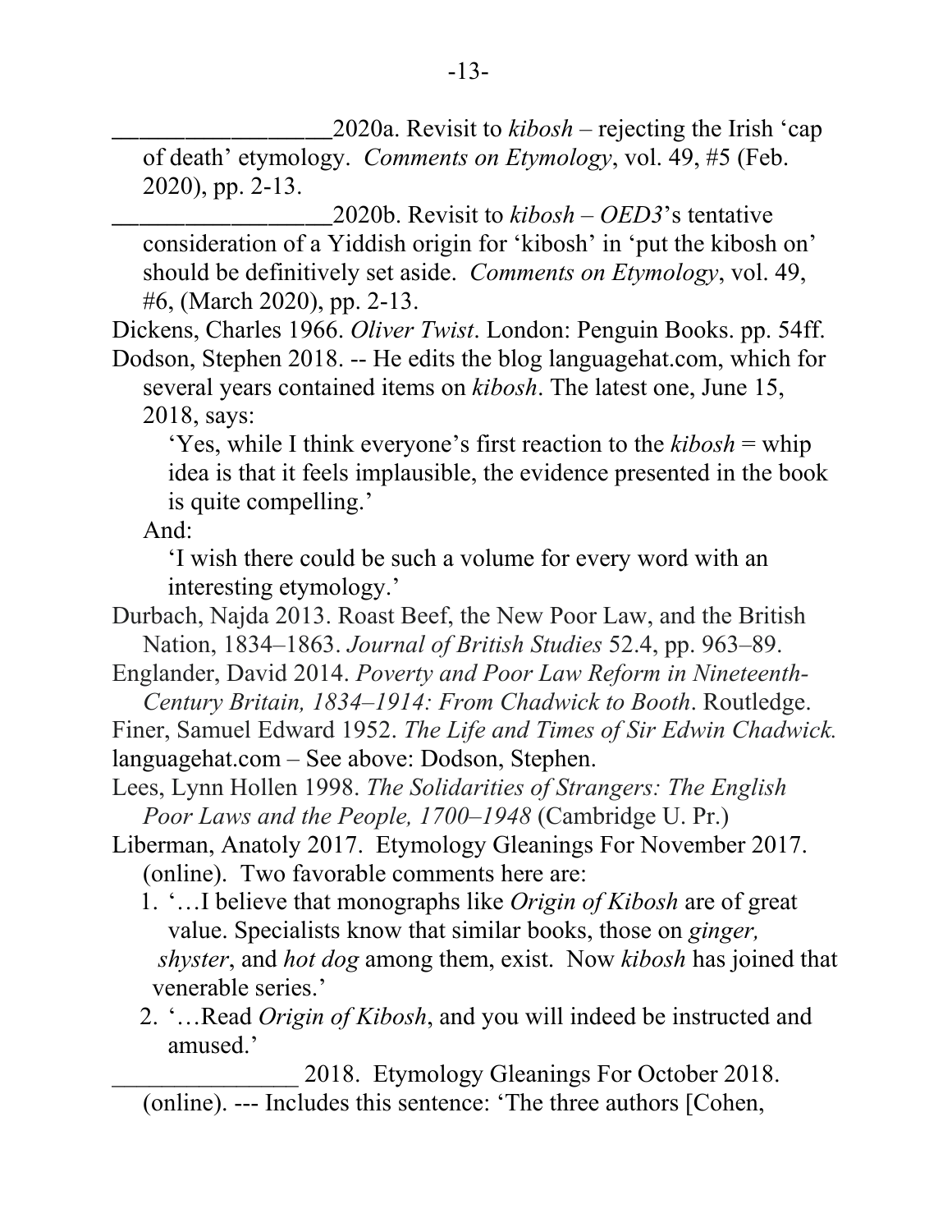\_\_\_\_\_\_\_\_\_\_\_\_\_\_\_\_\_2020a. Revisit to *kibosh* – rejecting the Irish 'cap of death' etymology. *Comments on Etymology*, vol. 49, #5 (Feb. 2020), pp. 2-13.

\_\_\_\_\_\_\_\_\_\_\_\_\_\_\_\_\_2020b. Revisit to *kibosh* – *OED3*'s tentative consideration of a Yiddish origin for 'kibosh' in 'put the kibosh on' should be definitively set aside. *Comments on Etymology*, vol. 49, #6, (March 2020), pp. 2-13.

Dickens, Charles 1966. *Oliver Twist*. London: Penguin Books. pp. 54ff.

Dodson, Stephen 2018. -- He edits the blog languagehat.com, which for several years contained items on *kibosh*. The latest one, June 15, 2018, says:

> 'Yes, while I think everyone's first reaction to the *kibosh* = whip idea is that it feels implausible, the evidence presented in the book is quite compelling.'

And:

> 'I wish there could be such a volume for every word with an interesting etymology.'

Durbach, Najda 2013. Roast Beef, the New Poor Law, and the British Nation, 1834–1863. *Journal of British Studies* 52.4, pp. 963–89.

Englander, David 2014. *Poverty and Poor Law Reform in Nineteenth-Century Britain, 1834–1914: From Chadwick to Booth*. Routledge.

Finer, Samuel Edward 1952. *The Life and Times of Sir Edwin Chadwick.*

languagehat.com – See above: Dodson, Stephen.

Lees, Lynn Hollen 1998. *The Solidarities of Strangers: The English Poor Laws and the People, 1700–1948* (Cambridge U. Pr.)

Liberman, Anatoly 2017. Etymology Gleanings For November 2017. (online). Two favorable comments here are:

1. '…I believe that monographs like *Origin of Kibosh* are of great value. Specialists know that similar books, those on *ginger, shyster*, and *hot dog* among them, exist. Now *kibosh* has joined that venerable series.'
2. '…Read *Origin of Kibosh*, and you will indeed be instructed and amused.'

\_\_\_\_\_\_\_\_\_\_\_\_\_\_\_ 2018. Etymology Gleanings For October 2018. (online). --- Includes this sentence: 'The three authors [Cohen,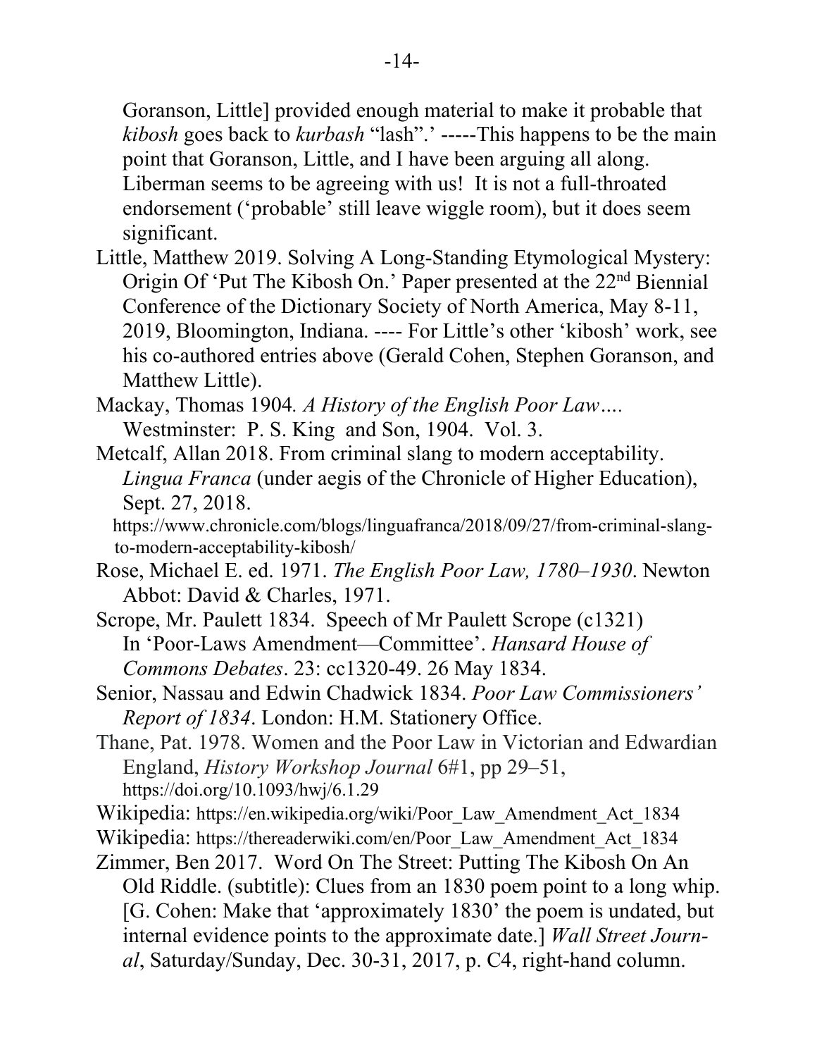Goranson, Little] provided enough material to make it probable that *kibosh* goes back to *kurbash* "lash".' -----This happens to be the main point that Goranson, Little, and I have been arguing all along. Liberman seems to be agreeing with us! It is not a full-throated endorsement ('probable' still leave wiggle room), but it does seem significant.

Little, Matthew 2019. Solving A Long-Standing Etymological Mystery: Origin Of 'Put The Kibosh On.' Paper presented at the 22nd Biennial Conference of the Dictionary Society of North America, May 8-11, 2019, Bloomington, Indiana. ---- For Little's other 'kibosh' work, see his co-authored entries above (Gerald Cohen, Stephen Goranson, and Matthew Little).

Mackay, Thomas 1904. *A History of the English Poor Law….* Westminster: P. S. King and Son, 1904. Vol. 3.

Metcalf, Allan 2018. From criminal slang to modern acceptability. *Lingua Franca* (under aegis of the Chronicle of Higher Education), Sept. 27, 2018. https://www.chronicle.com/blogs/linguafranca/2018/09/27/from-criminal-slang-to-modern-acceptability-kibosh/

Rose, Michael E. ed. 1971. *The English Poor Law, 1780–1930*. Newton Abbot: David & Charles, 1971.

Scrope, Mr. Paulett 1834. Speech of Mr Paulett Scrope (c1321) In 'Poor-Laws Amendment—Committee'. *Hansard House of Commons Debates*. 23: cc1320-49. 26 May 1834.

Senior, Nassau and Edwin Chadwick 1834. *Poor Law Commissioners' Report of 1834*. London: H.M. Stationery Office.

Thane, Pat. 1978. Women and the Poor Law in Victorian and Edwardian England, *History Workshop Journal* 6#1, pp 29–51, https://doi.org/10.1093/hwj/6.1.29

Wikipedia: https://en.wikipedia.org/wiki/Poor_Law_Amendment_Act_1834

Wikipedia: https://thereaderwiki.com/en/Poor_Law_Amendment_Act_1834

Zimmer, Ben 2017. Word On The Street: Putting The Kibosh On An Old Riddle. (subtitle): Clues from an 1830 poem point to a long whip. [G. Cohen: Make that 'approximately 1830' the poem is undated, but internal evidence points to the approximate date.] *Wall Street Journal*, Saturday/Sunday, Dec. 30-31, 2017, p. C4, right-hand column.